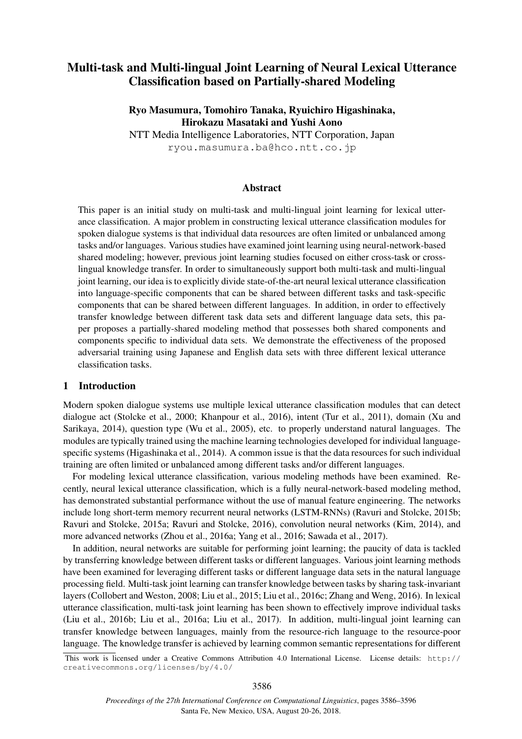# Multi-task and Multi-lingual Joint Learning of Neural Lexical Utterance Classification based on Partially-shared Modeling

**Ryo Masumura, Tomohiro Tanaka, Ryuichiro Higashinaka, Hirokazu Masataki and Yushi Aono**

NTT Media Intelligence Laboratories, NTT Corporation, Japan

ryou.masumura.ba@hco.ntt.co.jp

## Abstract

This paper is an initial study on multi-task and multi-lingual joint learning for lexical utterance classification. A major problem in constructing lexical utterance classification modules for spoken dialogue systems is that individual data resources are often limited or unbalanced among tasks and/or languages. Various studies have examined joint learning using neural-network-based shared modeling; however, previous joint learning studies focused on either cross-task or cross-lingual knowledge transfer. In order to simultaneously support both multi-task and multi-lingual joint learning, our idea is to explicitly divide state-of-the-art neural lexical utterance classification into language-specific components that can be shared between different tasks and task-specific components that can be shared between different languages. In addition, in order to effectively transfer knowledge between different task data sets and different language data sets, this paper proposes a partially-shared modeling method that possesses both shared components and components specific to individual data sets. We demonstrate the effectiveness of the proposed adversarial training using Japanese and English data sets with three different lexical utterance classification tasks.

## 1 Introduction

Modern spoken dialogue systems use multiple lexical utterance classification modules that can detect dialogue act (Stolcke et al., 2000; Khanpour et al., 2016), intent (Tur et al., 2011), domain (Xu and Sarikaya, 2014), question type (Wu et al., 2005), etc. to properly understand natural languages. The modules are typically trained using the machine learning technologies developed for individual language-specific systems (Higashinaka et al., 2014). A common issue is that the data resources for such individual training are often limited or unbalanced among different tasks and/or different languages.

For modeling lexical utterance classification, various modeling methods have been examined. Recently, neural lexical utterance classification, which is a fully neural-network-based modeling method, has demonstrated substantial performance without the use of manual feature engineering. The networks include long short-term memory recurrent neural networks (LSTM-RNNs) (Ravuri and Stolcke, 2015b; Ravuri and Stolcke, 2015a; Ravuri and Stolcke, 2016), convolution neural networks (Kim, 2014), and more advanced networks (Zhou et al., 2016a; Yang et al., 2016; Sawada et al., 2017).

In addition, neural networks are suitable for performing joint learning; the paucity of data is tackled by transferring knowledge between different tasks or different languages. Various joint learning methods have been examined for leveraging different tasks or different language data sets in the natural language processing field. Multi-task joint learning can transfer knowledge between tasks by sharing task-invariant layers (Collobert and Weston, 2008; Liu et al., 2015; Liu et al., 2016c; Zhang and Weng, 2016). In lexical utterance classification, multi-task joint learning has been shown to effectively improve individual tasks (Liu et al., 2016b; Liu et al., 2016a; Liu et al., 2017). In addition, multi-lingual joint learning can transfer knowledge between languages, mainly from the resource-rich language to the resource-poor language. The knowledge transfer is achieved by learning common semantic representations for different

This work is licensed under a Creative Commons Attribution 4.0 International License. License details: http://creativecommons.org/licenses/by/4.0/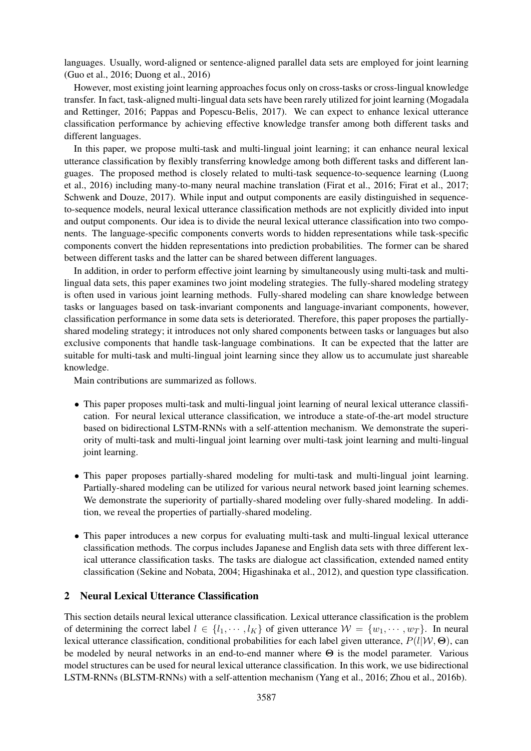languages. Usually, word-aligned or sentence-aligned parallel data sets are employed for joint learning (Guo et al., 2016; Duong et al., 2016)

However, most existing joint learning approaches focus only on cross-tasks or cross-lingual knowledge transfer. In fact, task-aligned multi-lingual data sets have been rarely utilized for joint learning (Mogadala and Rettinger, 2016; Pappas and Popescu-Belis, 2017). We can expect to enhance lexical utterance classification performance by achieving effective knowledge transfer among both different tasks and different languages.

In this paper, we propose multi-task and multi-lingual joint learning; it can enhance neural lexical utterance classification by flexibly transferring knowledge among both different tasks and different languages. The proposed method is closely related to multi-task sequence-to-sequence learning (Luong et al., 2016) including many-to-many neural machine translation (Firat et al., 2016; Firat et al., 2017; Schwenk and Douze, 2017). While input and output components are easily distinguished in sequence-to-sequence models, neural lexical utterance classification methods are not explicitly divided into input and output components. Our idea is to divide the neural lexical utterance classification into two components. The language-specific components converts words to hidden representations while task-specific components convert the hidden representations into prediction probabilities. The former can be shared between different tasks and the latter can be shared between different languages.

In addition, in order to perform effective joint learning by simultaneously using multi-task and multi-lingual data sets, this paper examines two joint modeling strategies. The fully-shared modeling strategy is often used in various joint learning methods. Fully-shared modeling can share knowledge between tasks or languages based on task-invariant components and language-invariant components, however, classification performance in some data sets is deteriorated. Therefore, this paper proposes the partially-shared modeling strategy; it introduces not only shared components between tasks or languages but also exclusive components that handle task-language combinations. It can be expected that the latter are suitable for multi-task and multi-lingual joint learning since they allow us to accumulate just shareable knowledge.

Main contributions are summarized as follows.

- This paper proposes multi-task and multi-lingual joint learning of neural lexical utterance classification. For neural lexical utterance classification, we introduce a state-of-the-art model structure based on bidirectional LSTM-RNNs with a self-attention mechanism. We demonstrate the superiority of multi-task and multi-lingual joint learning over multi-task joint learning and multi-lingual joint learning.

- This paper proposes partially-shared modeling for multi-task and multi-lingual joint learning. Partially-shared modeling can be utilized for various neural network based joint learning schemes. We demonstrate the superiority of partially-shared modeling over fully-shared modeling. In addition, we reveal the properties of partially-shared modeling.

- This paper introduces a new corpus for evaluating multi-task and multi-lingual lexical utterance classification methods. The corpus includes Japanese and English data sets with three different lexical utterance classification tasks. The tasks are dialogue act classification, extended named entity classification (Sekine and Nobata, 2004; Higashinaka et al., 2012), and question type classification.

## 2 Neural Lexical Utterance Classification

This section details neural lexical utterance classification. Lexical utterance classification is the problem of determining the correct label $l \in \{l_1, \cdots, l_K\}$ of given utterance $\mathcal{W} = \{w_1, \cdots, w_T\}$. In neural lexical utterance classification, conditional probabilities for each label given utterance, $P(l|\mathcal{W}, \mathbf{\Theta})$, can be modeled by neural networks in an end-to-end manner where $\mathbf{\Theta}$ is the model parameter. Various model structures can be used for neural lexical utterance classification. In this work, we use bidirectional LSTM-RNNs (BLSTM-RNNs) with a self-attention mechanism (Yang et al., 2016; Zhou et al., 2016b).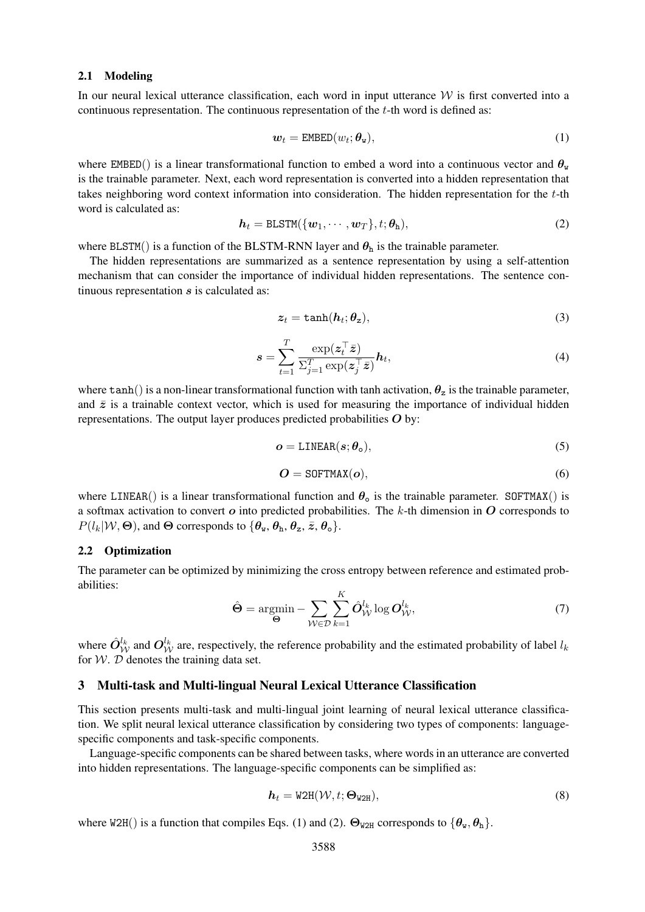### 2.1 Modeling

In our neural lexical utterance classification, each word in input utterance $\mathcal{W}$ is first converted into a continuous representation. The continuous representation of the $t$-th word is defined as:

$$\boldsymbol{w}_t = \texttt{EMBED}(w_t; \boldsymbol{\theta}_{\texttt{w}}), \tag{1}$$

where EMBED() is a linear transformational function to embed a word into a continuous vector and $\boldsymbol{\theta}_{\texttt{w}}$ is the trainable parameter. Next, each word representation is converted into a hidden representation that takes neighboring word context information into consideration. The hidden representation for the $t$-th word is calculated as:

$$\boldsymbol{h}_t = \texttt{BLSTM}(\{\boldsymbol{w}_1, \cdots, \boldsymbol{w}_T\}, t; \boldsymbol{\theta}_{\texttt{h}}), \tag{2}$$

where BLSTM() is a function of the BLSTM-RNN layer and $\boldsymbol{\theta}_{\texttt{h}}$ is the trainable parameter.

The hidden representations are summarized as a sentence representation by using a self-attention mechanism that can consider the importance of individual hidden representations. The sentence continuous representation $\boldsymbol{s}$ is calculated as:

$$\boldsymbol{z}_t = \texttt{tanh}(\boldsymbol{h}_t; \boldsymbol{\theta}_{\texttt{z}}), \tag{3}$$

$$\boldsymbol{s} = \sum_{t=1}^{T} \frac{\exp(\boldsymbol{z}_t^{\top} \bar{\boldsymbol{z}})}{\Sigma_{j=1}^{T} \exp(\boldsymbol{z}_j^{\top} \bar{\boldsymbol{z}})} \boldsymbol{h}_t, \tag{4}$$

where tanh() is a non-linear transformational function with tanh activation, $\boldsymbol{\theta}_{\texttt{z}}$ is the trainable parameter, and $\bar{\boldsymbol{z}}$ is a trainable context vector, which is used for measuring the importance of individual hidden representations. The output layer produces predicted probabilities $\boldsymbol{O}$ by:

$$\boldsymbol{o} = \texttt{LINEAR}(\boldsymbol{s}; \boldsymbol{\theta}_{\texttt{o}}), \tag{5}$$

$$\boldsymbol{O} = \texttt{SOFTMAX}(\boldsymbol{o}), \tag{6}$$

where LINEAR() is a linear transformational function and $\boldsymbol{\theta}_{\texttt{o}}$ is the trainable parameter. SOFTMAX() is a softmax activation to convert $\boldsymbol{o}$ into predicted probabilities. The $k$-th dimension in $\boldsymbol{O}$ corresponds to $P(l_k|\mathcal{W}, \boldsymbol{\Theta})$, and $\boldsymbol{\Theta}$ corresponds to $\{\boldsymbol{\theta}_{\texttt{w}}, \boldsymbol{\theta}_{\texttt{h}}, \boldsymbol{\theta}_{\texttt{z}}, \bar{\boldsymbol{z}}, \boldsymbol{\theta}_{\texttt{o}}\}$.

### 2.2 Optimization

The parameter can be optimized by minimizing the cross entropy between reference and estimated probabilities:

$$\hat{\boldsymbol{\Theta}} = \underset{\boldsymbol{\Theta}}{\operatorname{argmin}} - \sum_{\mathcal{W} \in \mathcal{D}} \sum_{k=1}^{K} \hat{\boldsymbol{O}}_{\mathcal{W}}^{l_k} \log \boldsymbol{O}_{\mathcal{W}}^{l_k}, \tag{7}$$

where $\hat{\boldsymbol{O}}_{\mathcal{W}}^{l_k}$ and $\boldsymbol{O}_{\mathcal{W}}^{l_k}$ are, respectively, the reference probability and the estimated probability of label $l_k$ for $\mathcal{W}$. $\mathcal{D}$ denotes the training data set.

## 3 Multi-task and Multi-lingual Neural Lexical Utterance Classification

This section presents multi-task and multi-lingual joint learning of neural lexical utterance classification. We split neural lexical utterance classification by considering two types of components: language-specific components and task-specific components.

Language-specific components can be shared between tasks, where words in an utterance are converted into hidden representations. The language-specific components can be simplified as:

$$\boldsymbol{h}_t = \texttt{W2H}(\mathcal{W}, t; \boldsymbol{\Theta}_{\texttt{W2H}}), \tag{8}$$

where W2H() is a function that compiles Eqs. (1) and (2). $\boldsymbol{\Theta}_{\texttt{W2H}}$ corresponds to $\{\boldsymbol{\theta}_{\texttt{w}}, \boldsymbol{\theta}_{\texttt{h}}\}$.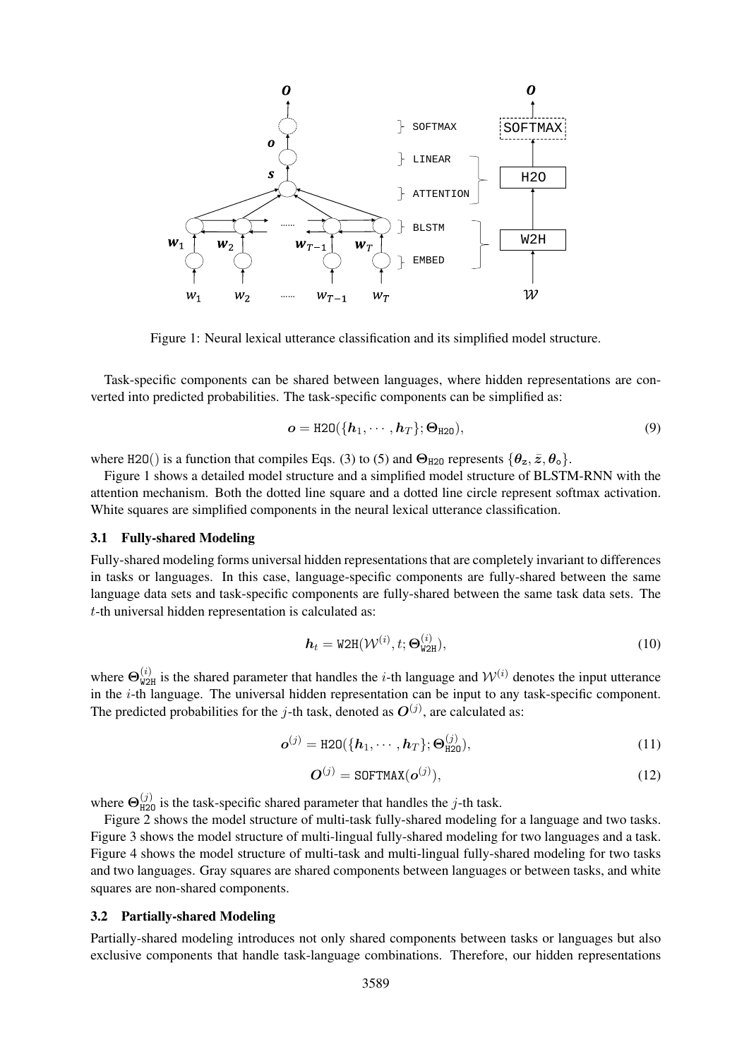Figure 1: Neural lexical utterance classification and its simplified model structure.

Task-specific components can be shared between languages, where hidden representations are converted into predicted probabilities. The task-specific components can be simplified as:

$$\boldsymbol{o} = \texttt{H2O}(\{\boldsymbol{h}_1, \cdots, \boldsymbol{h}_T\}; \boldsymbol{\Theta}_{\texttt{H2O}}), \tag{9}$$

where H2O() is a function that compiles Eqs. (3) to (5) and $\boldsymbol{\Theta}_{\texttt{H2O}}$ represents $\{\boldsymbol{\theta}_{\mathrm{z}}, \bar{z}, \boldsymbol{\theta}_{\mathrm{o}}\}$.

Figure 1 shows a detailed model structure and a simplified model structure of BLSTM-RNN with the attention mechanism. Both the dotted line square and a dotted line circle represent softmax activation. White squares are simplified components in the neural lexical utterance classification.

### 3.1 Fully-shared Modeling

Fully-shared modeling forms universal hidden representations that are completely invariant to differences in tasks or languages. In this case, language-specific components are fully-shared between the same language data sets and task-specific components are fully-shared between the same task data sets. The $t$-th universal hidden representation is calculated as:

$$\boldsymbol{h}_t = \texttt{W2H}(\mathcal{W}^{(i)}, t; \boldsymbol{\Theta}^{(i)}_{\texttt{W2H}}), \tag{10}$$

where $\boldsymbol{\Theta}^{(i)}_{\texttt{W2H}}$ is the shared parameter that handles the $i$-th language and $\mathcal{W}^{(i)}$ denotes the input utterance in the $i$-th language. The universal hidden representation can be input to any task-specific component. The predicted probabilities for the $j$-th task, denoted as $\boldsymbol{O}^{(j)}$, are calculated as:

$$\boldsymbol{o}^{(j)} = \texttt{H2O}(\{\boldsymbol{h}_1, \cdots, \boldsymbol{h}_T\}; \boldsymbol{\Theta}^{(j)}_{\texttt{H2O}}), \tag{11}$$

$$\boldsymbol{O}^{(j)} = \texttt{SOFTMAX}(\boldsymbol{o}^{(j)}), \tag{12}$$

where $\boldsymbol{\Theta}^{(j)}_{\texttt{H2O}}$ is the task-specific shared parameter that handles the $j$-th task.

Figure 2 shows the model structure of multi-task fully-shared modeling for a language and two tasks. Figure 3 shows the model structure of multi-lingual fully-shared modeling for two languages and a task. Figure 4 shows the model structure of multi-task and multi-lingual fully-shared modeling for two tasks and two languages. Gray squares are shared components between languages or between tasks, and white squares are non-shared components.

### 3.2 Partially-shared Modeling

Partially-shared modeling introduces not only shared components between tasks or languages but also exclusive components that handle task-language combinations. Therefore, our hidden representations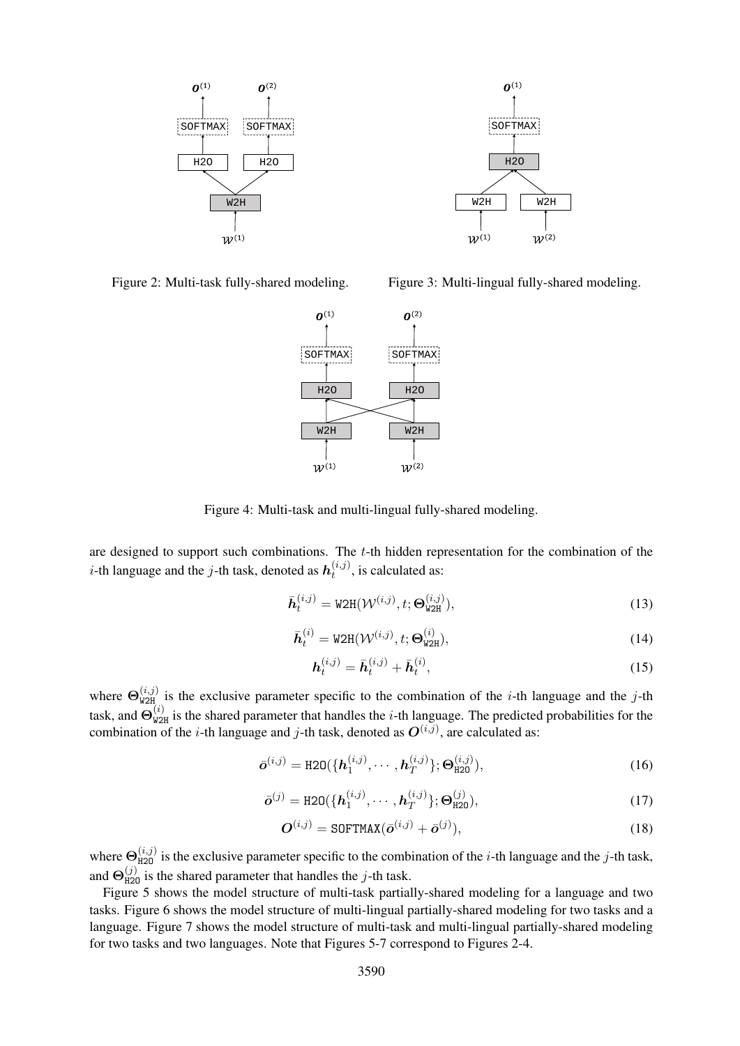Figure 2: Multi-task fully-shared modeling.

Figure 3: Multi-lingual fully-shared modeling.

Figure 4: Multi-task and multi-lingual fully-shared modeling.

are designed to support such combinations. The $t$-th hidden representation for the combination of the $i$-th language and the $j$-th task, denoted as $\boldsymbol{h}_t^{(i,j)}$, is calculated as:

$$\bar{\boldsymbol{h}}_t^{(i,j)} = \texttt{W2H}(\mathcal{W}^{(i,j)}, t; \boldsymbol{\Theta}_{\texttt{W2H}}^{(i,j)}), \tag{13}$$

$$\bar{\boldsymbol{h}}_t^{(i)} = \texttt{W2H}(\mathcal{W}^{(i,j)}, t; \boldsymbol{\Theta}_{\texttt{W2H}}^{(i)}), \tag{14}$$

$$\boldsymbol{h}_t^{(i,j)} = \bar{\boldsymbol{h}}_t^{(i,j)} + \bar{\boldsymbol{h}}_t^{(i)}, \tag{15}$$

where $\boldsymbol{\Theta}_{\texttt{W2H}}^{(i,j)}$ is the exclusive parameter specific to the combination of the $i$-th language and the $j$-th task, and $\boldsymbol{\Theta}_{\texttt{W2H}}^{(i)}$ is the shared parameter that handles the $i$-th language. The predicted probabilities for the combination of the $i$-th language and $j$-th task, denoted as $\boldsymbol{O}^{(i,j)}$, are calculated as:

$$\bar{\boldsymbol{o}}^{(i,j)} = \texttt{H2O}(\{\boldsymbol{h}_1^{(i,j)}, \cdots, \boldsymbol{h}_T^{(i,j)}\}; \boldsymbol{\Theta}_{\texttt{H2O}}^{(i,j)}), \tag{16}$$

$$\bar{\boldsymbol{o}}^{(j)} = \texttt{H2O}(\{\boldsymbol{h}_1^{(i,j)}, \cdots, \boldsymbol{h}_T^{(i,j)}\}; \boldsymbol{\Theta}_{\texttt{H2O}}^{(j)}), \tag{17}$$

$$\boldsymbol{O}^{(i,j)} = \texttt{SOFTMAX}(\bar{\boldsymbol{o}}^{(i,j)} + \bar{\boldsymbol{o}}^{(j)}), \tag{18}$$

where $\boldsymbol{\Theta}_{\texttt{H2O}}^{(i,j)}$ is the exclusive parameter specific to the combination of the $i$-th language and the $j$-th task, and $\boldsymbol{\Theta}_{\texttt{H2O}}^{(j)}$ is the shared parameter that handles the $j$-th task.

Figure 5 shows the model structure of multi-task partially-shared modeling for a language and two tasks. Figure 6 shows the model structure of multi-lingual partially-shared modeling for two tasks and a language. Figure 7 shows the model structure of multi-task and multi-lingual partially-shared modeling for two tasks and two languages. Note that Figures 5-7 correspond to Figures 2-4.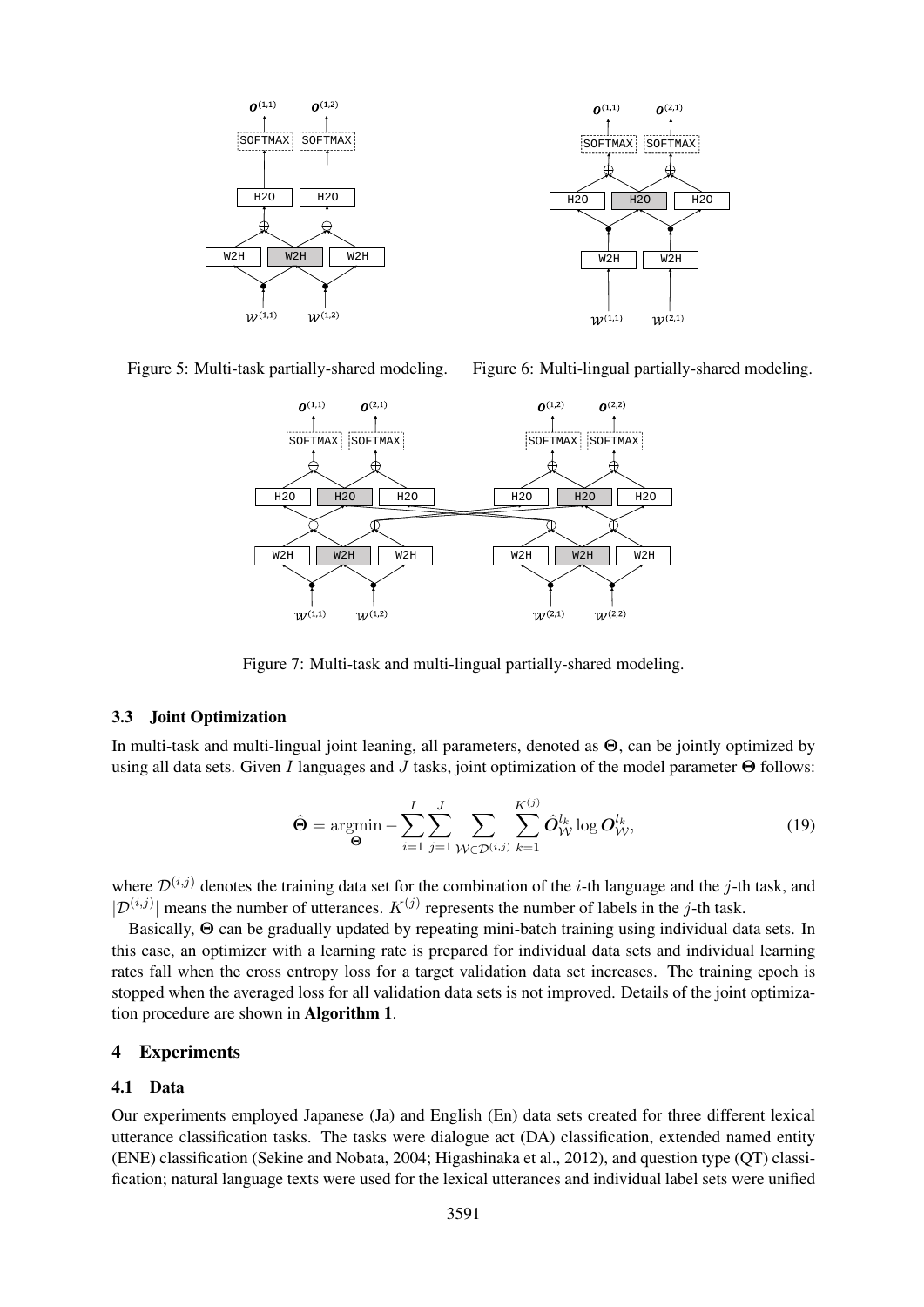Figure 5: Multi-task partially-shared modeling.

Figure 6: Multi-lingual partially-shared modeling.

Figure 7: Multi-task and multi-lingual partially-shared modeling.

### 3.3 Joint Optimization

In multi-task and multi-lingual joint leaning, all parameters, denoted as $\boldsymbol{\Theta}$, can be jointly optimized by using all data sets. Given $I$ languages and $J$ tasks, joint optimization of the model parameter $\boldsymbol{\Theta}$ follows:

$$\hat{\boldsymbol{\Theta}} = \underset{\boldsymbol{\Theta}}{\operatorname{argmin}} - \sum_{i=1}^{I} \sum_{j=1}^{J} \sum_{\mathcal{W} \in \mathcal{D}^{(i,j)}} \sum_{k=1}^{K^{(j)}} \hat{\boldsymbol{O}}_{\mathcal{W}}^{l_k} \log \boldsymbol{O}_{\mathcal{W}}^{l_k}, \tag{19}$$

where $\mathcal{D}^{(i,j)}$ denotes the training data set for the combination of the $i$-th language and the $j$-th task, and $|\mathcal{D}^{(i,j)}|$ means the number of utterances. $K^{(j)}$ represents the number of labels in the $j$-th task.

Basically, $\boldsymbol{\Theta}$ can be gradually updated by repeating mini-batch training using individual data sets. In this case, an optimizer with a learning rate is prepared for individual data sets and individual learning rates fall when the cross entropy loss for a target validation data set increases. The training epoch is stopped when the averaged loss for all validation data sets is not improved. Details of the joint optimization procedure are shown in **Algorithm 1**.

## 4 Experiments

### 4.1 Data

Our experiments employed Japanese (Ja) and English (En) data sets created for three different lexical utterance classification tasks. The tasks were dialogue act (DA) classification, extended named entity (ENE) classification (Sekine and Nobata, 2004; Higashinaka et al., 2012), and question type (QT) classification; natural language texts were used for the lexical utterances and individual label sets were unified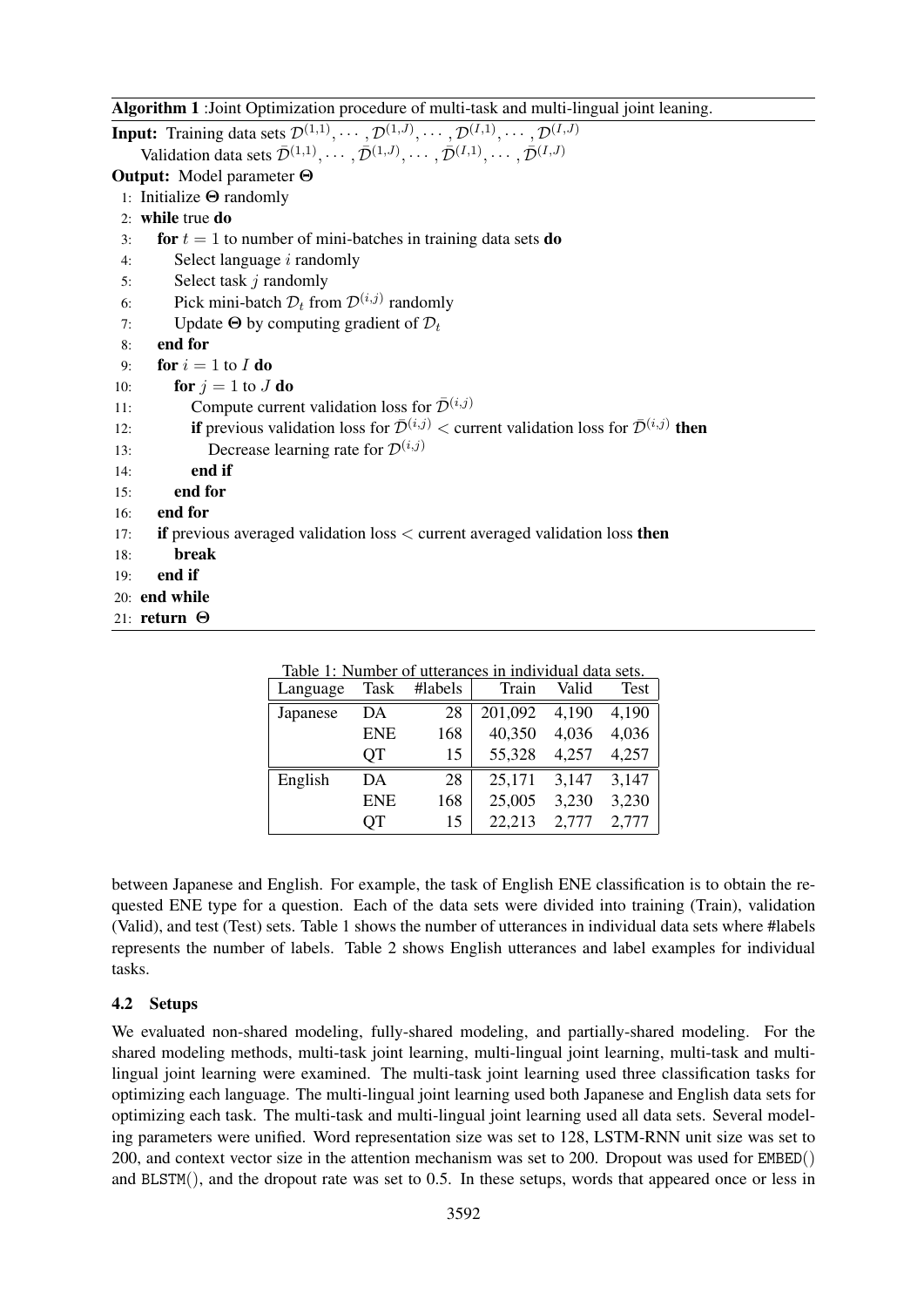**Algorithm 1** :Joint Optimization procedure of multi-task and multi-lingual joint leaning.

**Input:** Training data sets $\mathcal{D}^{(1,1)}, \cdots, \mathcal{D}^{(1,J)}, \cdots, \mathcal{D}^{(I,1)}, \cdots, \mathcal{D}^{(I,J)}$
Validation data sets $\bar{\mathcal{D}}^{(1,1)}, \cdots, \bar{\mathcal{D}}^{(1,J)}, \cdots, \bar{\mathcal{D}}^{(I,1)}, \cdots, \bar{\mathcal{D}}^{(I,J)}$
**Output:** Model parameter $\mathbf{\Theta}$

```
1: Initialize Θ randomly
2: while true do
3:   for t = 1 to number of mini-batches in training data sets do
4:     Select language i randomly
5:     Select task j randomly
6:     Pick mini-batch D_t from D^(i,j) randomly
7:     Update Θ by computing gradient of D_t
8:   end for
9:   for i = 1 to I do
10:    for j = 1 to J do
11:      Compute current validation loss for D̄^(i,j)
12:      if previous validation loss for D̄^(i,j) < current validation loss for D̄^(i,j) then
13:        Decrease learning rate for D^(i,j)
14:      end if
15:    end for
16:  end for
17:  if previous averaged validation loss < current averaged validation loss then
18:    break
19:  end if
20: end while
21: return Θ
```

Table 1: Number of utterances in individual data sets.

| Language | Task | #labels | Train | Valid | Test |
|---|---|---|---|---|---|
| Japanese | DA | 28 | 201,092 | 4,190 | 4,190 |
| | ENE | 168 | 40,350 | 4,036 | 4,036 |
| | QT | 15 | 55,328 | 4,257 | 4,257 |
| English | DA | 28 | 25,171 | 3,147 | 3,147 |
| | ENE | 168 | 25,005 | 3,230 | 3,230 |
| | QT | 15 | 22,213 | 2,777 | 2,777 |

between Japanese and English. For example, the task of English ENE classification is to obtain the requested ENE type for a question. Each of the data sets were divided into training (Train), validation (Valid), and test (Test) sets. Table 1 shows the number of utterances in individual data sets where #labels represents the number of labels. Table 2 shows English utterances and label examples for individual tasks.

### 4.2 Setups

We evaluated non-shared modeling, fully-shared modeling, and partially-shared modeling. For the shared modeling methods, multi-task joint learning, multi-lingual joint learning, multi-task and multi-lingual joint learning were examined. The multi-task joint learning used three classification tasks for optimizing each language. The multi-lingual joint learning used both Japanese and English data sets for optimizing each task. The multi-task and multi-lingual joint learning used all data sets. Several modeling parameters were unified. Word representation size was set to 128, LSTM-RNN unit size was set to 200, and context vector size in the attention mechanism was set to 200. Dropout was used for EMBED() and BLSTM(), and the dropout rate was set to 0.5. In these setups, words that appeared once or less in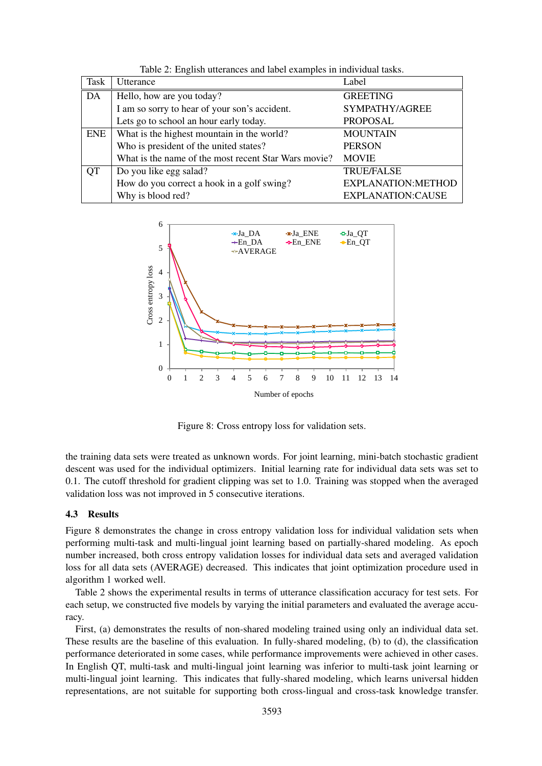Table 2: English utterances and label examples in individual tasks.

| Task | Utterance | Label |
|---|---|---|
| DA | Hello, how are you today? | GREETING |
| | I am so sorry to hear of your son's accident. | SYMPATHY/AGREE |
| | Lets go to school an hour early today. | PROPOSAL |
| ENE | What is the highest mountain in the world? | MOUNTAIN |
| | Who is president of the united states? | PERSON |
| | What is the name of the most recent Star Wars movie? | MOVIE |
| QT | Do you like egg salad? | TRUE/FALSE |
| | How do you correct a hook in a golf swing? | EXPLANATION:METHOD |
| | Why is blood red? | EXPLANATION:CAUSE |

Figure 8: Cross entropy loss for validation sets.

the training data sets were treated as unknown words. For joint learning, mini-batch stochastic gradient descent was used for the individual optimizers. Initial learning rate for individual data sets was set to 0.1. The cutoff threshold for gradient clipping was set to 1.0. Training was stopped when the averaged validation loss was not improved in 5 consecutive iterations.

### 4.3 Results

Figure 8 demonstrates the change in cross entropy validation loss for individual validation sets when performing multi-task and multi-lingual joint learning based on partially-shared modeling. As epoch number increased, both cross entropy validation losses for individual data sets and averaged validation loss for all data sets (AVERAGE) decreased. This indicates that joint optimization procedure used in algorithm 1 worked well.

Table 2 shows the experimental results in terms of utterance classification accuracy for test sets. For each setup, we constructed five models by varying the initial parameters and evaluated the average accuracy.

First, (a) demonstrates the results of non-shared modeling trained using only an individual data set. These results are the baseline of this evaluation. In fully-shared modeling, (b) to (d), the classification performance deteriorated in some cases, while performance improvements were achieved in other cases. In English QT, multi-task and multi-lingual joint learning was inferior to multi-task joint learning or multi-lingual joint learning. This indicates that fully-shared modeling, which learns universal hidden representations, are not suitable for supporting both cross-lingual and cross-task knowledge transfer.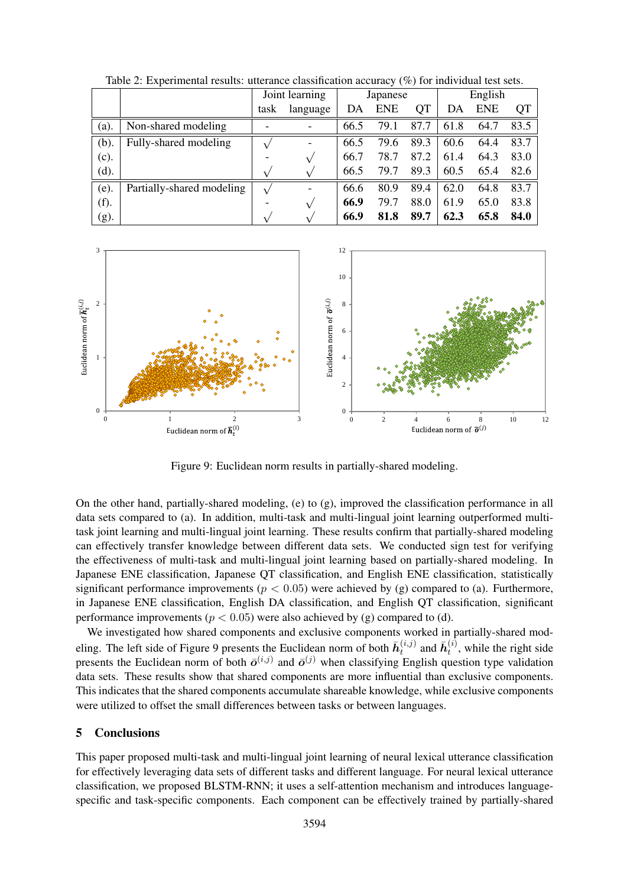Table 2: Experimental results: utterance classification accuracy (%) for individual test sets.

| | | Joint learning | | Japanese | | | English | | |
|---|---|---|---|---|---|---|---|---|---|
| | | task | language | DA | ENE | QT | DA | ENE | QT |
| (a). | Non-shared modeling | - | - | 66.5 | 79.1 | 87.7 | 61.8 | 64.7 | 83.5 |
| (b). | Fully-shared modeling | √ | - | 66.5 | 79.6 | 89.3 | 60.6 | 64.4 | 83.7 |
| (c). | | - | √ | 66.7 | 78.7 | 87.2 | 61.4 | 64.3 | 83.0 |
| (d). | | √ | √ | 66.5 | 79.7 | 89.3 | 60.5 | 65.4 | 82.6 |
| (e). | Partially-shared modeling | √ | - | 66.6 | 80.9 | 89.4 | 62.0 | 64.8 | 83.7 |
| (f). | | - | √ | **66.9** | 79.7 | 88.0 | 61.9 | 65.0 | 83.8 |
| (g). | | √ | √ | **66.9** | **81.8** | **89.7** | **62.3** | **65.8** | **84.0** |

Figure 9: Euclidean norm results in partially-shared modeling.

On the other hand, partially-shared modeling, (e) to (g), improved the classification performance in all data sets compared to (a). In addition, multi-task and multi-lingual joint learning outperformed multi-task joint learning and multi-lingual joint learning. These results confirm that partially-shared modeling can effectively transfer knowledge between different data sets. We conducted sign test for verifying the effectiveness of multi-task and multi-lingual joint learning based on partially-shared modeling. In Japanese ENE classification, Japanese QT classification, and English ENE classification, statistically significant performance improvements ($p < 0.05$) were achieved by (g) compared to (a). Furthermore, in Japanese ENE classification, English DA classification, and English QT classification, significant performance improvements ($p < 0.05$) were also achieved by (g) compared to (d).

We investigated how shared components and exclusive components worked in partially-shared modeling. The left side of Figure 9 presents the Euclidean norm of both $\bar{\boldsymbol{h}}_t^{(i,j)}$ and $\bar{\boldsymbol{h}}_t^{(i)}$, while the right side presents the Euclidean norm of both $\bar{\boldsymbol{o}}^{(i,j)}$ and $\bar{\boldsymbol{o}}^{(j)}$ when classifying English question type validation data sets. These results show that shared components are more influential than exclusive components. This indicates that the shared components accumulate shareable knowledge, while exclusive components were utilized to offset the small differences between tasks or between languages.

## 5 Conclusions

This paper proposed multi-task and multi-lingual joint learning of neural lexical utterance classification for effectively leveraging data sets of different tasks and different language. For neural lexical utterance classification, we proposed BLSTM-RNN; it uses a self-attention mechanism and introduces language-specific and task-specific components. Each component can be effectively trained by partially-shared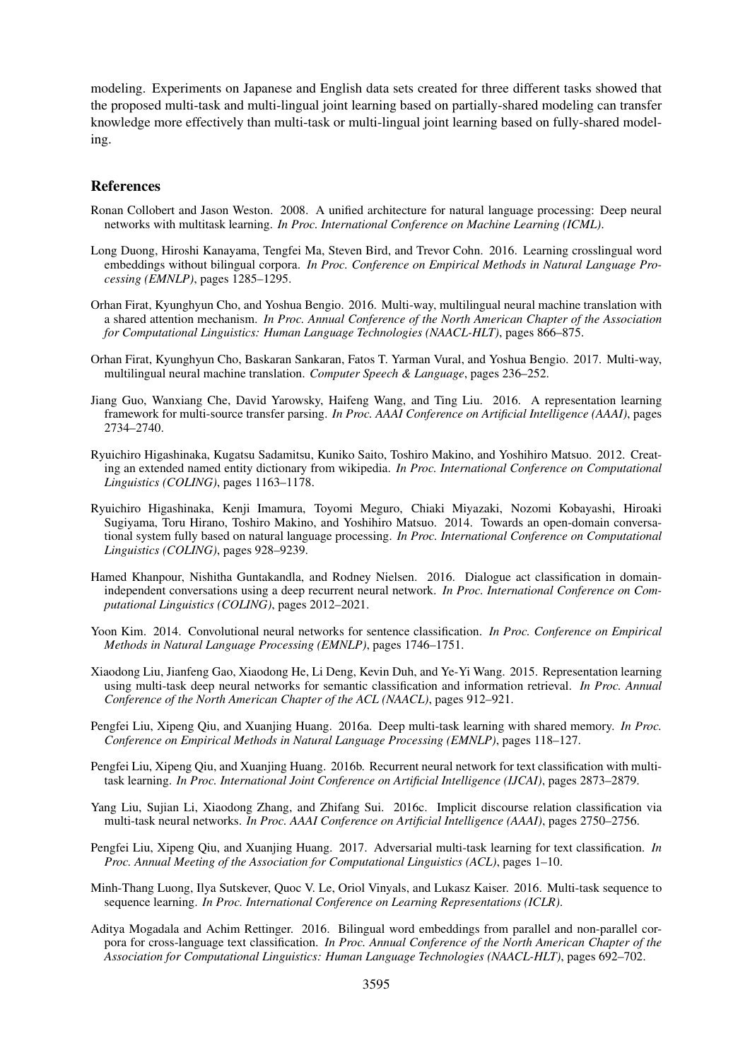modeling. Experiments on Japanese and English data sets created for three different tasks showed that the proposed multi-task and multi-lingual joint learning based on partially-shared modeling can transfer knowledge more effectively than multi-task or multi-lingual joint learning based on fully-shared modeling.

## References

Ronan Collobert and Jason Weston. 2008. A unified architecture for natural language processing: Deep neural networks with multitask learning. *In Proc. International Conference on Machine Learning (ICML)*.

Long Duong, Hiroshi Kanayama, Tengfei Ma, Steven Bird, and Trevor Cohn. 2016. Learning crosslingual word embeddings without bilingual corpora. *In Proc. Conference on Empirical Methods in Natural Language Processing (EMNLP)*, pages 1285–1295.

Orhan Firat, Kyunghyun Cho, and Yoshua Bengio. 2016. Multi-way, multilingual neural machine translation with a shared attention mechanism. *In Proc. Annual Conference of the North American Chapter of the Association for Computational Linguistics: Human Language Technologies (NAACL-HLT)*, pages 866–875.

Orhan Firat, Kyunghyun Cho, Baskaran Sankaran, Fatos T. Yarman Vural, and Yoshua Bengio. 2017. Multi-way, multilingual neural machine translation. *Computer Speech & Language*, pages 236–252.

Jiang Guo, Wanxiang Che, David Yarowsky, Haifeng Wang, and Ting Liu. 2016. A representation learning framework for multi-source transfer parsing. *In Proc. AAAI Conference on Artificial Intelligence (AAAI)*, pages 2734–2740.

Ryuichiro Higashinaka, Kugatsu Sadamitsu, Kuniko Saito, Toshiro Makino, and Yoshihiro Matsuo. 2012. Creating an extended named entity dictionary from wikipedia. *In Proc. International Conference on Computational Linguistics (COLING)*, pages 1163–1178.

Ryuichiro Higashinaka, Kenji Imamura, Toyomi Meguro, Chiaki Miyazaki, Nozomi Kobayashi, Hiroaki Sugiyama, Toru Hirano, Toshiro Makino, and Yoshihiro Matsuo. 2014. Towards an open-domain conversational system fully based on natural language processing. *In Proc. International Conference on Computational Linguistics (COLING)*, pages 928–9239.

Hamed Khanpour, Nishitha Guntakandla, and Rodney Nielsen. 2016. Dialogue act classification in domain-independent conversations using a deep recurrent neural network. *In Proc. International Conference on Computational Linguistics (COLING)*, pages 2012–2021.

Yoon Kim. 2014. Convolutional neural networks for sentence classification. *In Proc. Conference on Empirical Methods in Natural Language Processing (EMNLP)*, pages 1746–1751.

Xiaodong Liu, Jianfeng Gao, Xiaodong He, Li Deng, Kevin Duh, and Ye-Yi Wang. 2015. Representation learning using multi-task deep neural networks for semantic classification and information retrieval. *In Proc. Annual Conference of the North American Chapter of the ACL (NAACL)*, pages 912–921.

Pengfei Liu, Xipeng Qiu, and Xuanjing Huang. 2016a. Deep multi-task learning with shared memory. *In Proc. Conference on Empirical Methods in Natural Language Processing (EMNLP)*, pages 118–127.

Pengfei Liu, Xipeng Qiu, and Xuanjing Huang. 2016b. Recurrent neural network for text classification with multi-task learning. *In Proc. International Joint Conference on Artificial Intelligence (IJCAI)*, pages 2873–2879.

Yang Liu, Sujian Li, Xiaodong Zhang, and Zhifang Sui. 2016c. Implicit discourse relation classification via multi-task neural networks. *In Proc. AAAI Conference on Artificial Intelligence (AAAI)*, pages 2750–2756.

Pengfei Liu, Xipeng Qiu, and Xuanjing Huang. 2017. Adversarial multi-task learning for text classification. *In Proc. Annual Meeting of the Association for Computational Linguistics (ACL)*, pages 1–10.

Minh-Thang Luong, Ilya Sutskever, Quoc V. Le, Oriol Vinyals, and Lukasz Kaiser. 2016. Multi-task sequence to sequence learning. *In Proc. International Conference on Learning Representations (ICLR)*.

Aditya Mogadala and Achim Rettinger. 2016. Bilingual word embeddings from parallel and non-parallel corpora for cross-language text classification. *In Proc. Annual Conference of the North American Chapter of the Association for Computational Linguistics: Human Language Technologies (NAACL-HLT)*, pages 692–702.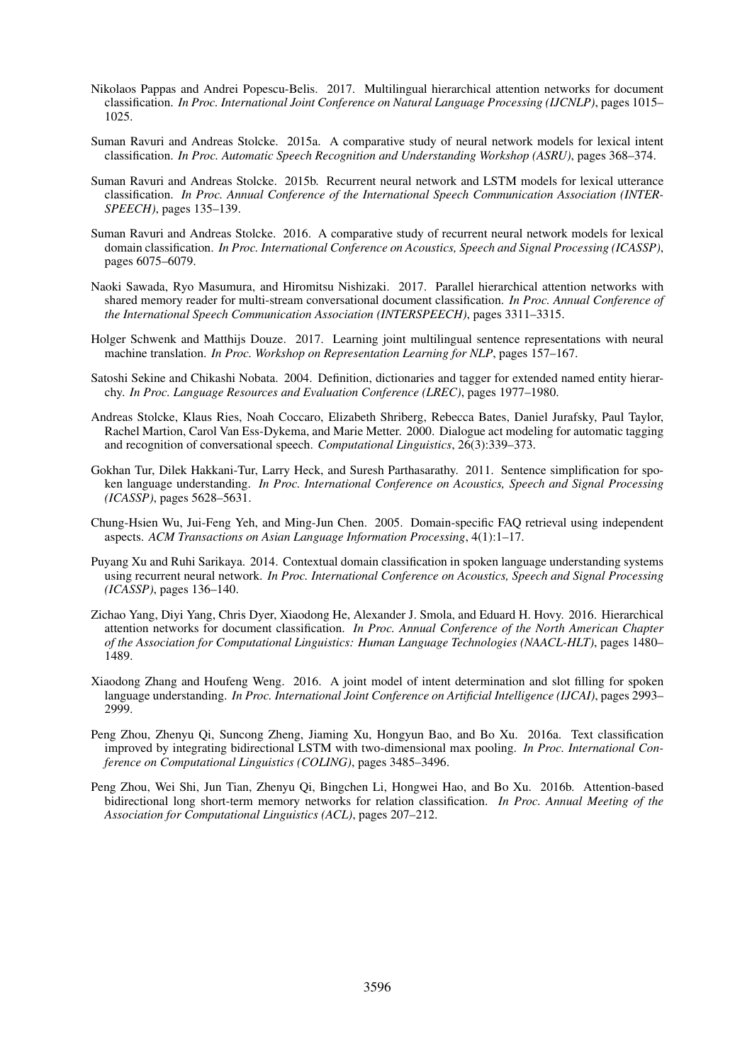Nikolaos Pappas and Andrei Popescu-Belis. 2017. Multilingual hierarchical attention networks for document classification. *In Proc. International Joint Conference on Natural Language Processing (IJCNLP)*, pages 1015–1025.

Suman Ravuri and Andreas Stolcke. 2015a. A comparative study of neural network models for lexical intent classification. *In Proc. Automatic Speech Recognition and Understanding Workshop (ASRU)*, pages 368–374.

Suman Ravuri and Andreas Stolcke. 2015b. Recurrent neural network and LSTM models for lexical utterance classification. *In Proc. Annual Conference of the International Speech Communication Association (INTERSPEECH)*, pages 135–139.

Suman Ravuri and Andreas Stolcke. 2016. A comparative study of recurrent neural network models for lexical domain classification. *In Proc. International Conference on Acoustics, Speech and Signal Processing (ICASSP)*, pages 6075–6079.

Naoki Sawada, Ryo Masumura, and Hiromitsu Nishizaki. 2017. Parallel hierarchical attention networks with shared memory reader for multi-stream conversational document classification. *In Proc. Annual Conference of the International Speech Communication Association (INTERSPEECH)*, pages 3311–3315.

Holger Schwenk and Matthijs Douze. 2017. Learning joint multilingual sentence representations with neural machine translation. *In Proc. Workshop on Representation Learning for NLP*, pages 157–167.

Satoshi Sekine and Chikashi Nobata. 2004. Definition, dictionaries and tagger for extended named entity hierarchy. *In Proc. Language Resources and Evaluation Conference (LREC)*, pages 1977–1980.

Andreas Stolcke, Klaus Ries, Noah Coccaro, Elizabeth Shriberg, Rebecca Bates, Daniel Jurafsky, Paul Taylor, Rachel Martion, Carol Van Ess-Dykema, and Marie Metter. 2000. Dialogue act modeling for automatic tagging and recognition of conversational speech. *Computational Linguistics*, 26(3):339–373.

Gokhan Tur, Dilek Hakkani-Tur, Larry Heck, and Suresh Parthasarathy. 2011. Sentence simplification for spoken language understanding. *In Proc. International Conference on Acoustics, Speech and Signal Processing (ICASSP)*, pages 5628–5631.

Chung-Hsien Wu, Jui-Feng Yeh, and Ming-Jun Chen. 2005. Domain-specific FAQ retrieval using independent aspects. *ACM Transactions on Asian Language Information Processing*, 4(1):1–17.

Puyang Xu and Ruhi Sarikaya. 2014. Contextual domain classification in spoken language understanding systems using recurrent neural network. *In Proc. International Conference on Acoustics, Speech and Signal Processing (ICASSP)*, pages 136–140.

Zichao Yang, Diyi Yang, Chris Dyer, Xiaodong He, Alexander J. Smola, and Eduard H. Hovy. 2016. Hierarchical attention networks for document classification. *In Proc. Annual Conference of the North American Chapter of the Association for Computational Linguistics: Human Language Technologies (NAACL-HLT)*, pages 1480–1489.

Xiaodong Zhang and Houfeng Weng. 2016. A joint model of intent determination and slot filling for spoken language understanding. *In Proc. International Joint Conference on Artificial Intelligence (IJCAI)*, pages 2993–2999.

Peng Zhou, Zhenyu Qi, Suncong Zheng, Jiaming Xu, Hongyun Bao, and Bo Xu. 2016a. Text classification improved by integrating bidirectional LSTM with two-dimensional max pooling. *In Proc. International Conference on Computational Linguistics (COLING)*, pages 3485–3496.

Peng Zhou, Wei Shi, Jun Tian, Zhenyu Qi, Bingchen Li, Hongwei Hao, and Bo Xu. 2016b. Attention-based bidirectional long short-term memory networks for relation classification. *In Proc. Annual Meeting of the Association for Computational Linguistics (ACL)*, pages 207–212.